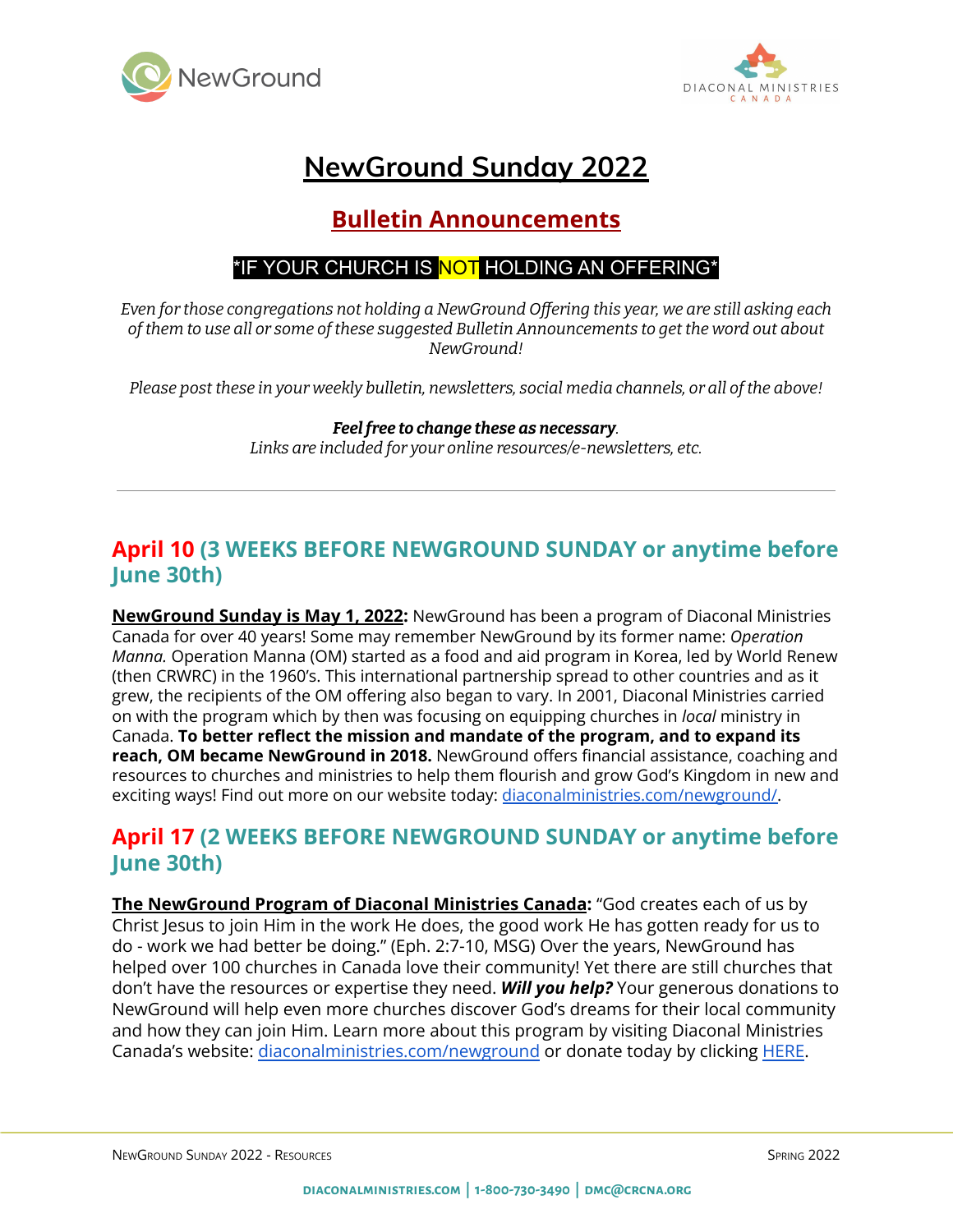# NewGround Sunday 2022

## Bulletin Announcements

*IF YOUR CHURCH IS NOT HOLDING AN OFFERING*

*Even for those congregations not holding a NewGround Offering this year, we are still asking each of them to use all or some of these suggested Bulletin Announcements to get the word out about NewGround!*

*Please post these in your weekly bulletin, newsletters, social media channels, or all of the above!*

***Feel free to change these as necessary.***
*Links are included for your online resources/e-newsletters, etc.*

---

### April 10 (3 WEEKS BEFORE NEWGROUND SUNDAY or anytime before June 30th)

**NewGround Sunday is May 1, 2022:** NewGround has been a program of Diaconal Ministries Canada for over 40 years! Some may remember NewGround by its former name: *Operation Manna.* Operation Manna (OM) started as a food and aid program in Korea, led by World Renew (then CRWRC) in the 1960's. This international partnership spread to other countries and as it grew, the recipients of the OM offering also began to vary. In 2001, Diaconal Ministries carried on with the program which by then was focusing on equipping churches in *local* ministry in Canada. **To better reflect the mission and mandate of the program, and to expand its reach, OM became NewGround in 2018.** NewGround offers financial assistance, coaching and resources to churches and ministries to help them flourish and grow God's Kingdom in new and exciting ways! Find out more on our website today: diaconalministries.com/newground/.

### April 17 (2 WEEKS BEFORE NEWGROUND SUNDAY or anytime before June 30th)

**The NewGround Program of Diaconal Ministries Canada:** "God creates each of us by Christ Jesus to join Him in the work He does, the good work He has gotten ready for us to do - work we had better be doing." (Eph. 2:7-10, MSG) Over the years, NewGround has helped over 100 churches in Canada love their community! Yet there are still churches that don't have the resources or expertise they need. ***Will you help?*** Your generous donations to NewGround will help even more churches discover God's dreams for their local community and how they can join Him. Learn more about this program by visiting Diaconal Ministries Canada's website: diaconalministries.com/newground or donate today by clicking HERE.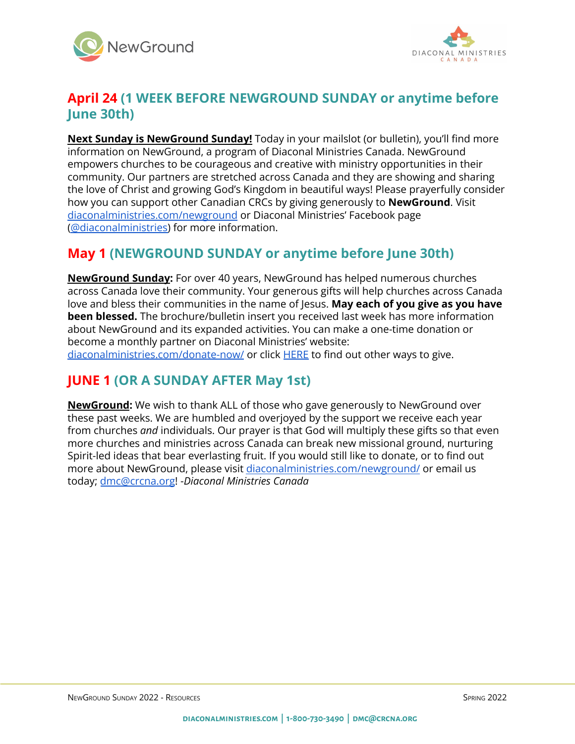## April 24 (1 WEEK BEFORE NEWGROUND SUNDAY or anytime before June 30th)

**Next Sunday is NewGround Sunday!** Today in your mailslot (or bulletin), you'll find more information on NewGround, a program of Diaconal Ministries Canada. NewGround empowers churches to be courageous and creative with ministry opportunities in their community. Our partners are stretched across Canada and they are showing and sharing the love of Christ and growing God's Kingdom in beautiful ways! Please prayerfully consider how you can support other Canadian CRCs by giving generously to **NewGround**. Visit diaconalministries.com/newground or Diaconal Ministries' Facebook page (@diaconalministries) for more information.

## May 1 (NEWGROUND SUNDAY or anytime before June 30th)

**NewGround Sunday:** For over 40 years, NewGround has helped numerous churches across Canada love their community. Your generous gifts will help churches across Canada love and bless their communities in the name of Jesus. **May each of you give as you have been blessed.** The brochure/bulletin insert you received last week has more information about NewGround and its expanded activities. You can make a one-time donation or become a monthly partner on Diaconal Ministries' website: diaconalministries.com/donate-now/ or click HERE to find out other ways to give.

## JUNE 1 (OR A SUNDAY AFTER May 1st)

**NewGround:** We wish to thank ALL of those who gave generously to NewGround over these past weeks. We are humbled and overjoyed by the support we receive each year from churches *and* individuals. Our prayer is that God will multiply these gifts so that even more churches and ministries across Canada can break new missional ground, nurturing Spirit-led ideas that bear everlasting fruit. If you would still like to donate, or to find out more about NewGround, please visit diaconalministries.com/newground/ or email us today; dmc@crcna.org! *-Diaconal Ministries Canada*